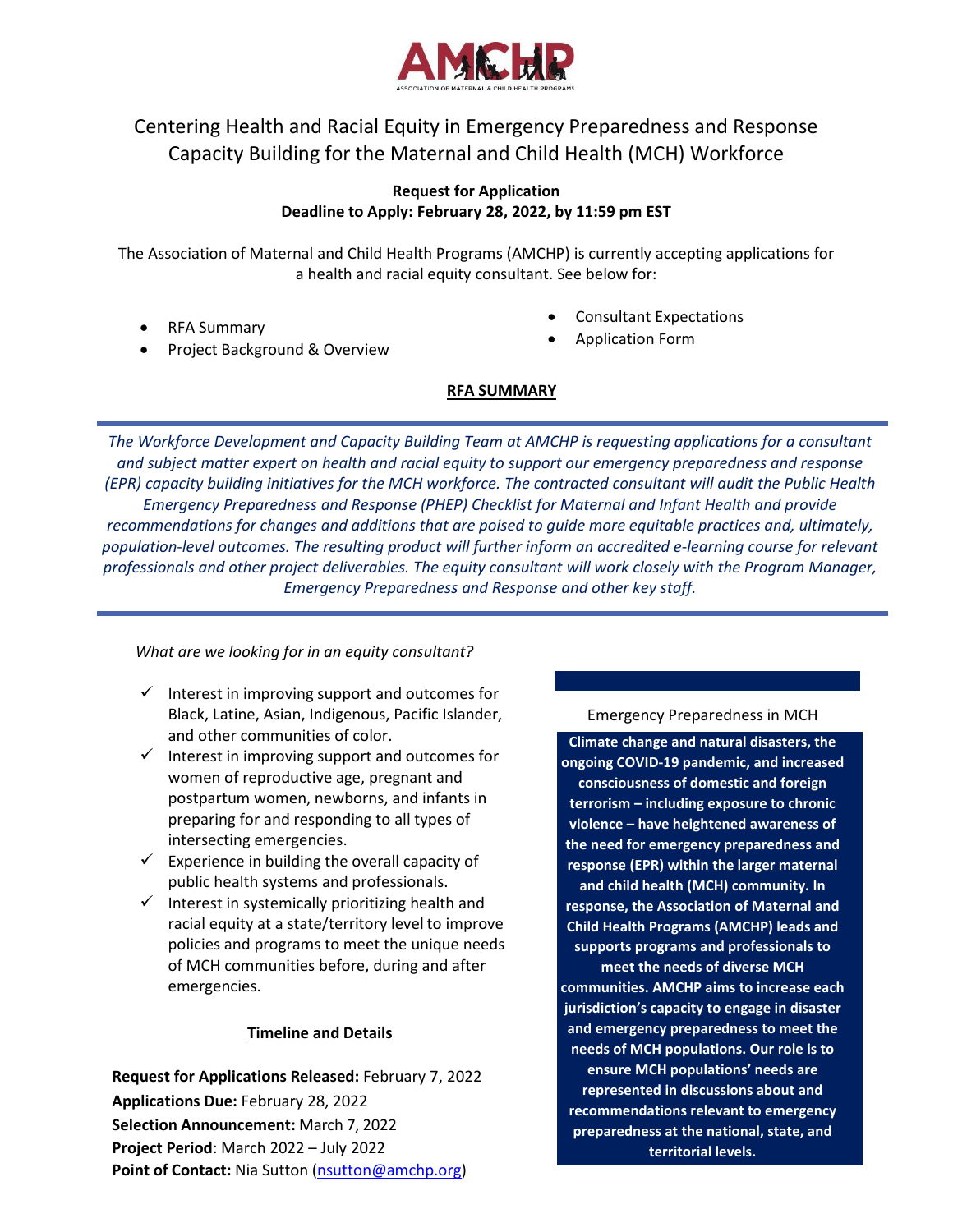AMCHP

ASSOCIATION OF MATERNAL & CHILD HEALTH PROGRAMS

# Centering Health and Racial Equity in Emergency Preparedness and Response Capacity Building for the Maternal and Child Health (MCH) Workforce

**Request for Application**
**Deadline to Apply: February 28, 2022, by 11:59 pm EST**

The Association of Maternal and Child Health Programs (AMCHP) is currently accepting applications for a health and racial equity consultant. See below for:

- RFA Summary
- Project Background & Overview
- Consultant Expectations
- Application Form

## RFA SUMMARY

*The Workforce Development and Capacity Building Team at AMCHP is requesting applications for a consultant and subject matter expert on health and racial equity to support our emergency preparedness and response (EPR) capacity building initiatives for the MCH workforce. The contracted consultant will audit the Public Health Emergency Preparedness and Response (PHEP) Checklist for Maternal and Infant Health and provide recommendations for changes and additions that are poised to guide more equitable practices and, ultimately, population-level outcomes. The resulting product will further inform an accredited e-learning course for relevant professionals and other project deliverables. The equity consultant will work closely with the Program Manager, Emergency Preparedness and Response and other key staff.*

*What are we looking for in an equity consultant?*

- ✓ Interest in improving support and outcomes for Black, Latine, Asian, Indigenous, Pacific Islander, and other communities of color.
- ✓ Interest in improving support and outcomes for women of reproductive age, pregnant and postpartum women, newborns, and infants in preparing for and responding to all types of intersecting emergencies.
- ✓ Experience in building the overall capacity of public health systems and professionals.
- ✓ Interest in systemically prioritizing health and racial equity at a state/territory level to improve policies and programs to meet the unique needs of MCH communities before, during and after emergencies.

### Timeline and Details

**Request for Applications Released:** February 7, 2022
**Applications Due:** February 28, 2022
**Selection Announcement:** March 7, 2022
**Project Period**: March 2022 – July 2022
**Point of Contact:** Nia Sutton (nsutton@amchp.org)

Emergency Preparedness in MCH

**Climate change and natural disasters, the ongoing COVID-19 pandemic, and increased consciousness of domestic and foreign terrorism – including exposure to chronic violence – have heightened awareness of the need for emergency preparedness and response (EPR) within the larger maternal and child health (MCH) community. In response, the Association of Maternal and Child Health Programs (AMCHP) leads and supports programs and professionals to meet the needs of diverse MCH communities. AMCHP aims to increase each jurisdiction's capacity to engage in disaster and emergency preparedness to meet the needs of MCH populations. Our role is to ensure MCH populations' needs are represented in discussions about and recommendations relevant to emergency preparedness at the national, state, and territorial levels.**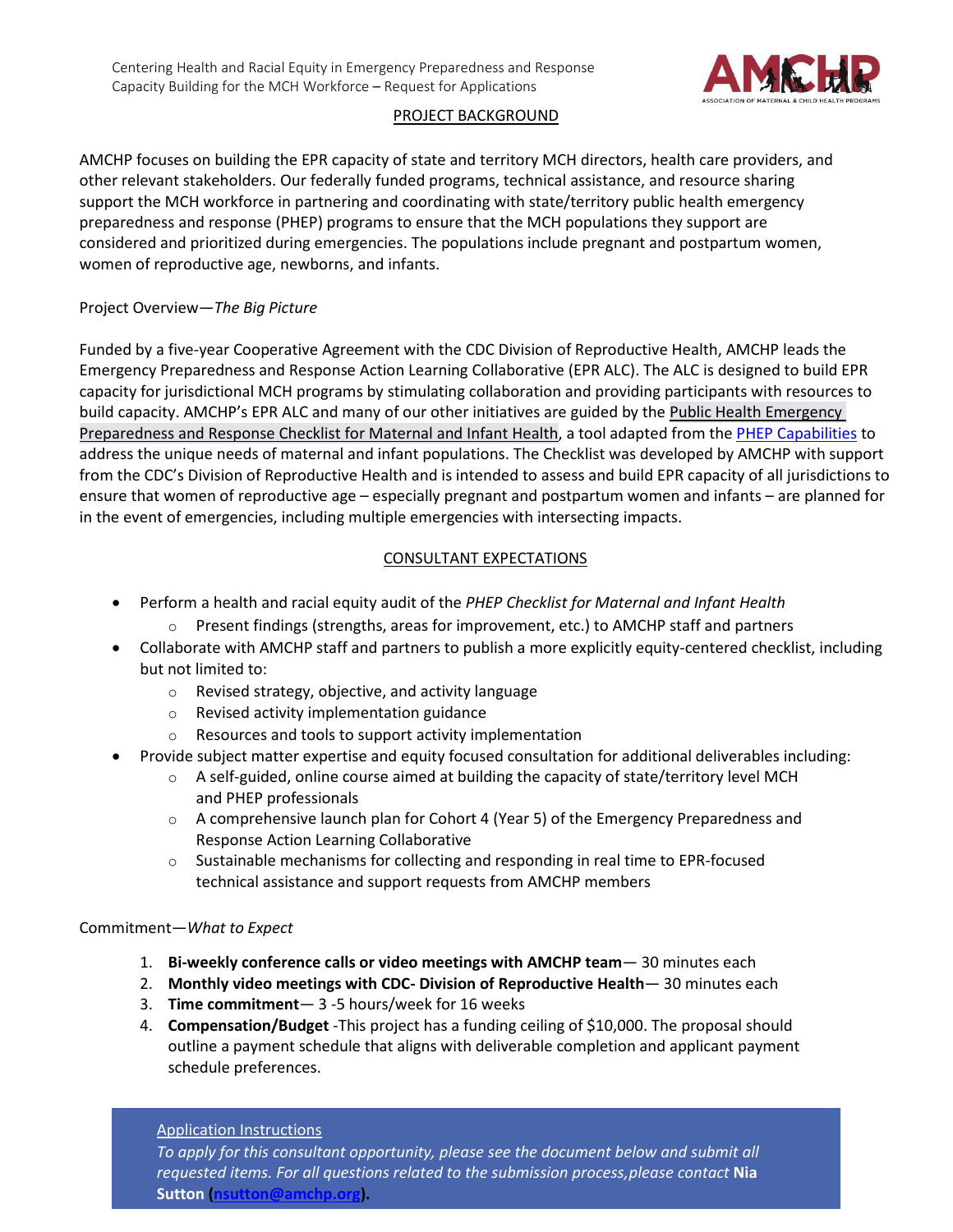## PROJECT BACKGROUND

AMCHP focuses on building the EPR capacity of state and territory MCH directors, health care providers, and other relevant stakeholders. Our federally funded programs, technical assistance, and resource sharing support the MCH workforce in partnering and coordinating with state/territory public health emergency preparedness and response (PHEP) programs to ensure that the MCH populations they support are considered and prioritized during emergencies. The populations include pregnant and postpartum women, women of reproductive age, newborns, and infants.

### Project Overview—*The Big Picture*

Funded by a five-year Cooperative Agreement with the CDC Division of Reproductive Health, AMCHP leads the Emergency Preparedness and Response Action Learning Collaborative (EPR ALC). The ALC is designed to build EPR capacity for jurisdictional MCH programs by stimulating collaboration and providing participants with resources to build capacity. AMCHP's EPR ALC and many of our other initiatives are guided by the Public Health Emergency Preparedness and Response Checklist for Maternal and Infant Health, a tool adapted from the PHEP Capabilities to address the unique needs of maternal and infant populations. The Checklist was developed by AMCHP with support from the CDC's Division of Reproductive Health and is intended to assess and build EPR capacity of all jurisdictions to ensure that women of reproductive age – especially pregnant and postpartum women and infants – are planned for in the event of emergencies, including multiple emergencies with intersecting impacts.

## CONSULTANT EXPECTATIONS

- Perform a health and racial equity audit of the *PHEP Checklist for Maternal and Infant Health*
  - Present findings (strengths, areas for improvement, etc.) to AMCHP staff and partners
- Collaborate with AMCHP staff and partners to publish a more explicitly equity-centered checklist, including but not limited to:
  - Revised strategy, objective, and activity language
  - Revised activity implementation guidance
  - Resources and tools to support activity implementation
- Provide subject matter expertise and equity focused consultation for additional deliverables including:
  - A self-guided, online course aimed at building the capacity of state/territory level MCH and PHEP professionals
  - A comprehensive launch plan for Cohort 4 (Year 5) of the Emergency Preparedness and Response Action Learning Collaborative
  - Sustainable mechanisms for collecting and responding in real time to EPR-focused technical assistance and support requests from AMCHP members

### Commitment—*What to Expect*

1. **Bi-weekly conference calls or video meetings with AMCHP team**— 30 minutes each
2. **Monthly video meetings with CDC- Division of Reproductive Health**— 30 minutes each
3. **Time commitment**— 3 -5 hours/week for 16 weeks
4. **Compensation/Budget** -This project has a funding ceiling of $10,000. The proposal should outline a payment schedule that aligns with deliverable completion and applicant payment schedule preferences.

### Application Instructions

*To apply for this consultant opportunity, please see the document below and submit all requested items. For all questions related to the submission process,please contact* **Nia Sutton (nsutton@amchp.org).**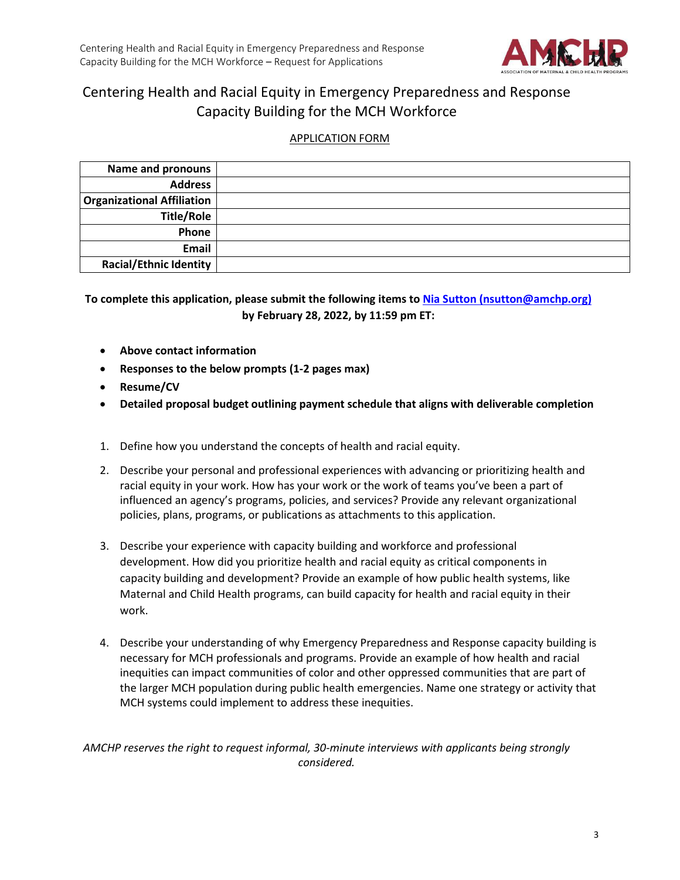# Centering Health and Racial Equity in Emergency Preparedness and Response Capacity Building for the MCH Workforce

APPLICATION FORM

| | |
|---|---|
| **Name and pronouns** | |
| **Address** | |
| **Organizational Affiliation** | |
| **Title/Role** | |
| **Phone** | |
| **Email** | |
| **Racial/Ethnic Identity** | |

**To complete this application, please submit the following items to [Nia Sutton (nsutton@amchp.org)](mailto:nsutton@amchp.org) by February 28, 2022, by 11:59 pm ET:**

- **Above contact information**
- **Responses to the below prompts (1-2 pages max)**
- **Resume/CV**
- **Detailed proposal budget outlining payment schedule that aligns with deliverable completion**

1. Define how you understand the concepts of health and racial equity.
2. Describe your personal and professional experiences with advancing or prioritizing health and racial equity in your work. How has your work or the work of teams you've been a part of influenced an agency's programs, policies, and services? Provide any relevant organizational policies, plans, programs, or publications as attachments to this application.
3. Describe your experience with capacity building and workforce and professional development. How did you prioritize health and racial equity as critical components in capacity building and development? Provide an example of how public health systems, like Maternal and Child Health programs, can build capacity for health and racial equity in their work.
4. Describe your understanding of why Emergency Preparedness and Response capacity building is necessary for MCH professionals and programs. Provide an example of how health and racial inequities can impact communities of color and other oppressed communities that are part of the larger MCH population during public health emergencies. Name one strategy or activity that MCH systems could implement to address these inequities.

*AMCHP reserves the right to request informal, 30-minute interviews with applicants being strongly considered.*